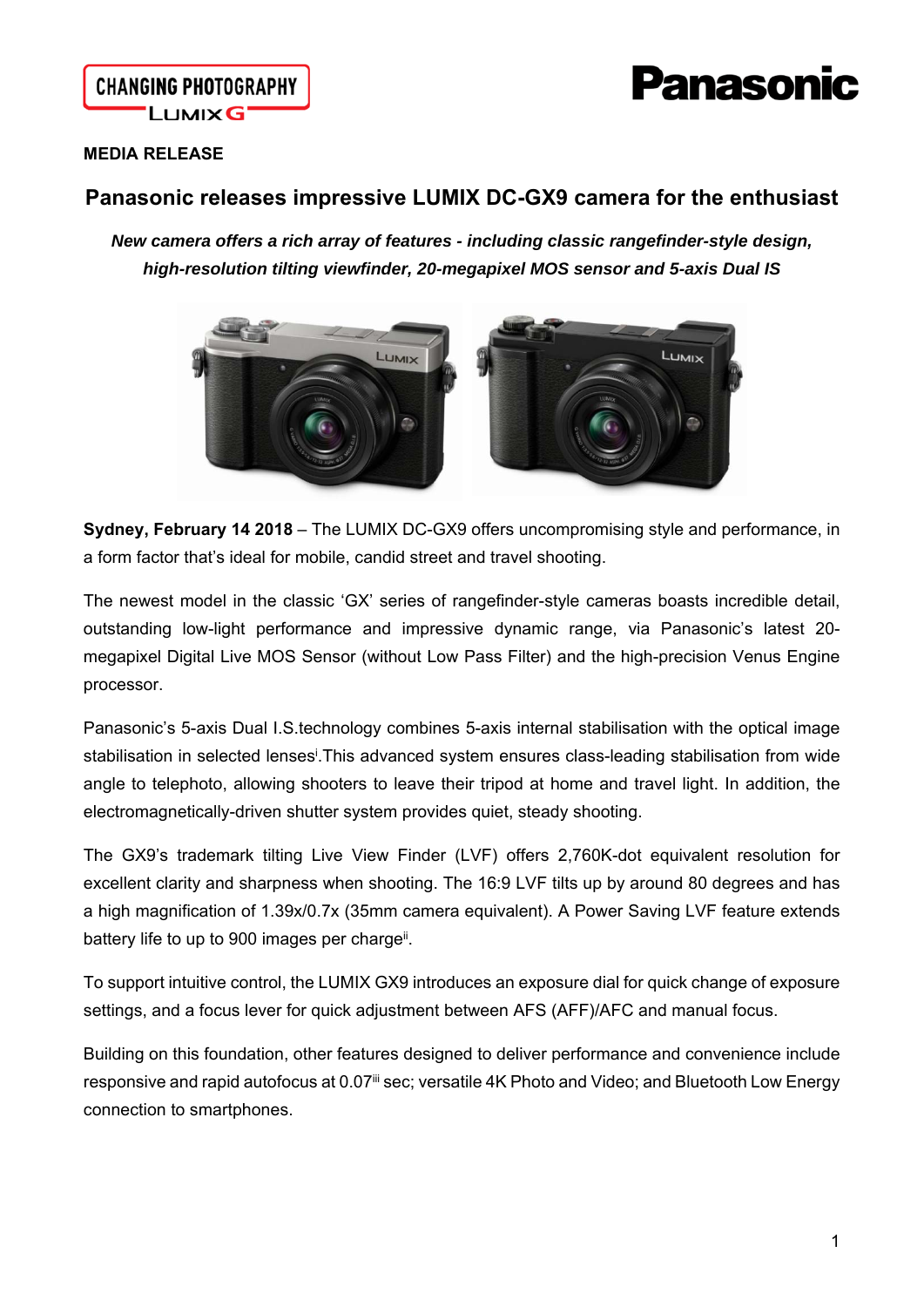**MEDIA RELEASE**

# Panasonic releases impressive LUMIX DC-GX9 camera for the enthusiast

***New camera offers a rich array of features - including classic rangefinder-style design, high-resolution tilting viewfinder, 20-megapixel MOS sensor and 5-axis Dual IS***

**Sydney, February 14 2018** – The LUMIX DC-GX9 offers uncompromising style and performance, in a form factor that's ideal for mobile, candid street and travel shooting.

The newest model in the classic 'GX' series of rangefinder-style cameras boasts incredible detail, outstanding low-light performance and impressive dynamic range, via Panasonic's latest 20-megapixel Digital Live MOS Sensor (without Low Pass Filter) and the high-precision Venus Engine processor.

Panasonic's 5-axis Dual I.S.technology combines 5-axis internal stabilisation with the optical image stabilisation in selected lenses[i].This advanced system ensures class-leading stabilisation from wide angle to telephoto, allowing shooters to leave their tripod at home and travel light. In addition, the electromagnetically-driven shutter system provides quiet, steady shooting.

The GX9's trademark tilting Live View Finder (LVF) offers 2,760K-dot equivalent resolution for excellent clarity and sharpness when shooting. The 16:9 LVF tilts up by around 80 degrees and has a high magnification of 1.39x/0.7x (35mm camera equivalent). A Power Saving LVF feature extends battery life to up to 900 images per charge[ii].

To support intuitive control, the LUMIX GX9 introduces an exposure dial for quick change of exposure settings, and a focus lever for quick adjustment between AFS (AFF)/AFC and manual focus.

Building on this foundation, other features designed to deliver performance and convenience include responsive and rapid autofocus at 0.07[iii] sec; versatile 4K Photo and Video; and Bluetooth Low Energy connection to smartphones.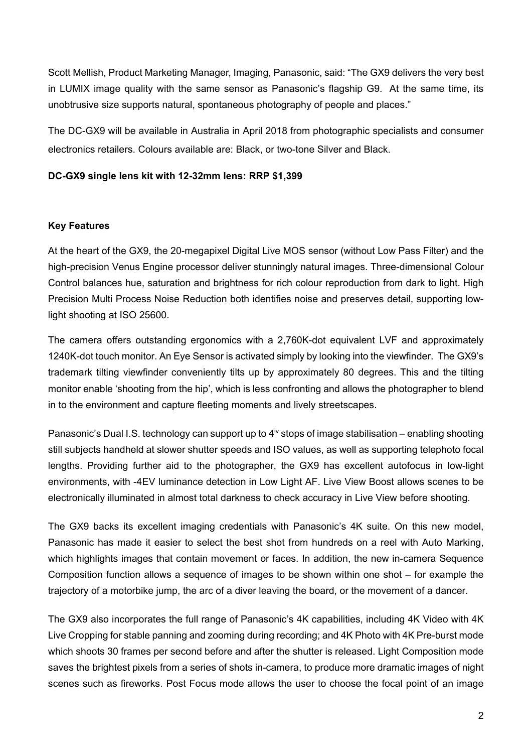Scott Mellish, Product Marketing Manager, Imaging, Panasonic, said: "The GX9 delivers the very best in LUMIX image quality with the same sensor as Panasonic's flagship G9. At the same time, its unobtrusive size supports natural, spontaneous photography of people and places."

The DC-GX9 will be available in Australia in April 2018 from photographic specialists and consumer electronics retailers. Colours available are: Black, or two-tone Silver and Black.

**DC-GX9 single lens kit with 12-32mm lens: RRP $1,399**

**Key Features**

At the heart of the GX9, the 20-megapixel Digital Live MOS sensor (without Low Pass Filter) and the high-precision Venus Engine processor deliver stunningly natural images. Three-dimensional Colour Control balances hue, saturation and brightness for rich colour reproduction from dark to light. High Precision Multi Process Noise Reduction both identifies noise and preserves detail, supporting low-light shooting at ISO 25600.

The camera offers outstanding ergonomics with a 2,760K-dot equivalent LVF and approximately 1240K-dot touch monitor. An Eye Sensor is activated simply by looking into the viewfinder. The GX9's trademark tilting viewfinder conveniently tilts up by approximately 80 degrees. This and the tilting monitor enable 'shooting from the hip', which is less confronting and allows the photographer to blend in to the environment and capture fleeting moments and lively streetscapes.

Panasonic's Dual I.S. technology can support up to 4[iv] stops of image stabilisation – enabling shooting still subjects handheld at slower shutter speeds and ISO values, as well as supporting telephoto focal lengths. Providing further aid to the photographer, the GX9 has excellent autofocus in low-light environments, with -4EV luminance detection in Low Light AF. Live View Boost allows scenes to be electronically illuminated in almost total darkness to check accuracy in Live View before shooting.

The GX9 backs its excellent imaging credentials with Panasonic's 4K suite. On this new model, Panasonic has made it easier to select the best shot from hundreds on a reel with Auto Marking, which highlights images that contain movement or faces. In addition, the new in-camera Sequence Composition function allows a sequence of images to be shown within one shot – for example the trajectory of a motorbike jump, the arc of a diver leaving the board, or the movement of a dancer.

The GX9 also incorporates the full range of Panasonic's 4K capabilities, including 4K Video with 4K Live Cropping for stable panning and zooming during recording; and 4K Photo with 4K Pre-burst mode which shoots 30 frames per second before and after the shutter is released. Light Composition mode saves the brightest pixels from a series of shots in-camera, to produce more dramatic images of night scenes such as fireworks. Post Focus mode allows the user to choose the focal point of an image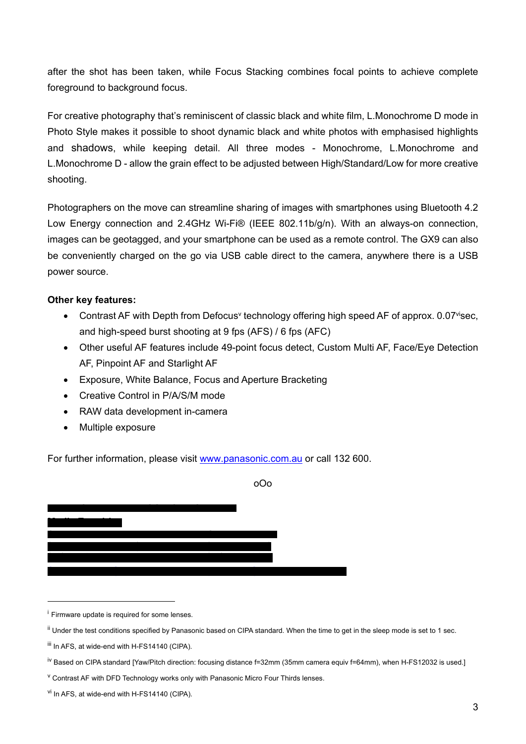after the shot has been taken, while Focus Stacking combines focal points to achieve complete foreground to background focus.

For creative photography that's reminiscent of classic black and white film, L.Monochrome D mode in Photo Style makes it possible to shoot dynamic black and white photos with emphasised highlights and shadows, while keeping detail. All three modes - Monochrome, L.Monochrome and L.Monochrome D - allow the grain effect to be adjusted between High/Standard/Low for more creative shooting.

Photographers on the move can streamline sharing of images with smartphones using Bluetooth 4.2 Low Energy connection and 2.4GHz Wi-Fi® (IEEE 802.11b/g/n). With an always-on connection, images can be geotagged, and your smartphone can be used as a remote control. The GX9 can also be conveniently charged on the go via USB cable direct to the camera, anywhere there is a USB power source.

**Other key features:**

- Contrast AF with Depth from Defocus[v] technology offering high speed AF of approx. 0.07[vi]sec, and high-speed burst shooting at 9 fps (AFS) / 6 fps (AFC)
- Other useful AF features include 49-point focus detect, Custom Multi AF, Face/Eye Detection AF, Pinpoint AF and Starlight AF
- Exposure, White Balance, Focus and Aperture Bracketing
- Creative Control in P/A/S/M mode
- RAW data development in-camera
- Multiple exposure

For further information, please visit www.panasonic.com.au or call 132 600.

oOo

---

[i] Firmware update is required for some lenses.

[ii] Under the test conditions specified by Panasonic based on CIPA standard. When the time to get in the sleep mode is set to 1 sec.

[iii] In AFS, at wide-end with H-FS14140 (CIPA).

[iv] Based on CIPA standard [Yaw/Pitch direction: focusing distance f=32mm (35mm camera equiv f=64mm), when H-FS12032 is used.]

[v] Contrast AF with DFD Technology works only with Panasonic Micro Four Thirds lenses.

[vi] In AFS, at wide-end with H-FS14140 (CIPA).